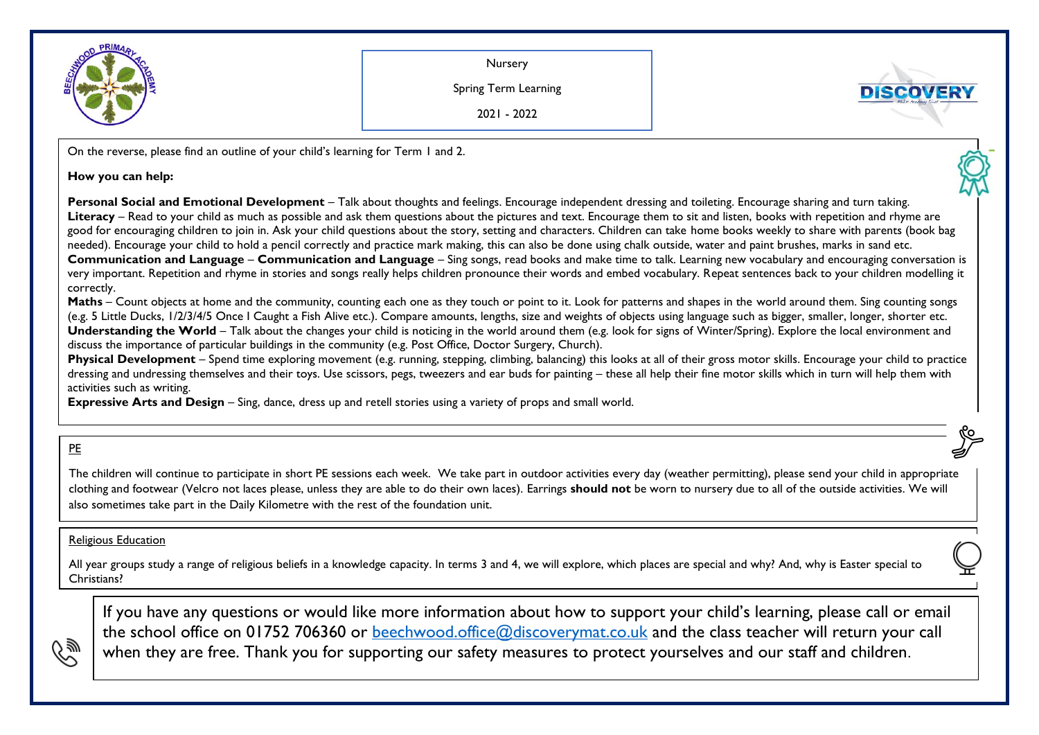Nursery

Spring Term Learning

2021 - 2022

On the reverse, please find an outline of your child's learning for Term 1 and 2.

**How you can help:**

**Personal Social and Emotional Development** – Talk about thoughts and feelings. Encourage independent dressing and toileting. Encourage sharing and turn taking.
**Literacy** – Read to your child as much as possible and ask them questions about the pictures and text. Encourage them to sit and listen, books with repetition and rhyme are good for encouraging children to join in. Ask your child questions about the story, setting and characters. Children can take home books weekly to share with parents (book bag needed). Encourage your child to hold a pencil correctly and practice mark making, this can also be done using chalk outside, water and paint brushes, marks in sand etc.
**Communication and Language** – **Communication and Language** – Sing songs, read books and make time to talk. Learning new vocabulary and encouraging conversation is very important. Repetition and rhyme in stories and songs really helps children pronounce their words and embed vocabulary. Repeat sentences back to your children modelling it correctly.
**Maths** – Count objects at home and the community, counting each one as they touch or point to it. Look for patterns and shapes in the world around them. Sing counting songs (e.g. 5 Little Ducks, 1/2/3/4/5 Once I Caught a Fish Alive etc.). Compare amounts, lengths, size and weights of objects using language such as bigger, smaller, longer, shorter etc.
**Understanding the World** – Talk about the changes your child is noticing in the world around them (e.g. look for signs of Winter/Spring). Explore the local environment and discuss the importance of particular buildings in the community (e.g. Post Office, Doctor Surgery, Church).
**Physical Development** – Spend time exploring movement (e.g. running, stepping, climbing, balancing) this looks at all of their gross motor skills. Encourage your child to practice dressing and undressing themselves and their toys. Use scissors, pegs, tweezers and ear buds for painting – these all help their fine motor skills which in turn will help them with activities such as writing.
**Expressive Arts and Design** – Sing, dance, dress up and retell stories using a variety of props and small world.

PE

The children will continue to participate in short PE sessions each week. We take part in outdoor activities every day (weather permitting), please send your child in appropriate clothing and footwear (Velcro not laces please, unless they are able to do their own laces). Earrings **should not** be worn to nursery due to all of the outside activities. We will also sometimes take part in the Daily Kilometre with the rest of the foundation unit.

Religious Education

All year groups study a range of religious beliefs in a knowledge capacity. In terms 3 and 4, we will explore, which places are special and why? And, why is Easter special to Christians?

If you have any questions or would like more information about how to support your child's learning, please call or email the school office on 01752 706360 or beechwood.office@discoverymat.co.uk and the class teacher will return your call when they are free. Thank you for supporting our safety measures to protect yourselves and our staff and children.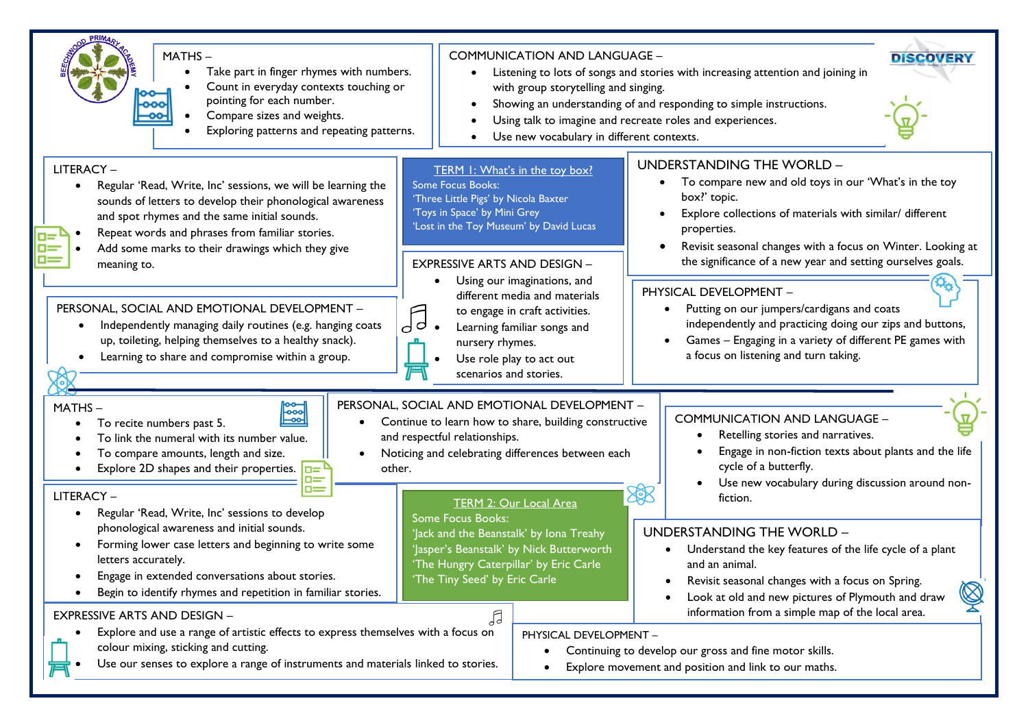## TERM 1: What's in the toy box?

Some Focus Books:
'Three Little Pigs' by Nicola Baxter
'Toys in Space' by Mini Grey
'Lost in the Toy Museum' by David Lucas

### MATHS –

- Take part in finger rhymes with numbers.
- Count in everyday contexts touching or pointing for each number.
- Compare sizes and weights.
- Exploring patterns and repeating patterns.

### COMMUNICATION AND LANGUAGE –

- Listening to lots of songs and stories with increasing attention and joining in with group storytelling and singing.
- Showing an understanding of and responding to simple instructions.
- Using talk to imagine and recreate roles and experiences.
- Use new vocabulary in different contexts.

### LITERACY –

- Regular 'Read, Write, Inc' sessions, we will be learning the sounds of letters to develop their phonological awareness and spot rhymes and the same initial sounds.
- Repeat words and phrases from familiar stories.
- Add some marks to their drawings which they give meaning to.

### UNDERSTANDING THE WORLD –

- To compare new and old toys in our 'What's in the toy box?' topic.
- Explore collections of materials with similar/ different properties.
- Revisit seasonal changes with a focus on Winter. Looking at the significance of a new year and setting ourselves goals.

### EXPRESSIVE ARTS AND DESIGN –

- Using our imaginations, and different media and materials to engage in craft activities.
- Learning familiar songs and nursery rhymes.
- Use role play to act out scenarios and stories.

### PERSONAL, SOCIAL AND EMOTIONAL DEVELOPMENT –

- Independently managing daily routines (e.g. hanging coats up, toileting, helping themselves to a healthy snack).
- Learning to share and compromise within a group.

### PHYSICAL DEVELOPMENT –

- Putting on our jumpers/cardigans and coats independently and practicing doing our zips and buttons,
- Games – Engaging in a variety of different PE games with a focus on listening and turn taking.

## TERM 2: Our Local Area

Some Focus Books:
'Jack and the Beanstalk' by Iona Treahy
'Jasper's Beanstalk' by Nick Butterworth
'The Hungry Caterpillar' by Eric Carle
'The Tiny Seed' by Eric Carle

### MATHS –

- To recite numbers past 5.
- To link the numeral with its number value.
- To compare amounts, length and size.
- Explore 2D shapes and their properties.

### PERSONAL, SOCIAL AND EMOTIONAL DEVELOPMENT –

- Continue to learn how to share, building constructive and respectful relationships.
- Noticing and celebrating differences between each other.

### COMMUNICATION AND LANGUAGE –

- Retelling stories and narratives.
- Engage in non-fiction texts about plants and the life cycle of a butterfly.
- Use new vocabulary during discussion around non-fiction.

### LITERACY –

- Regular 'Read, Write, Inc' sessions to develop phonological awareness and initial sounds.
- Forming lower case letters and beginning to write some letters accurately.
- Engage in extended conversations about stories.
- Begin to identify rhymes and repetition in familiar stories.

### UNDERSTANDING THE WORLD –

- Understand the key features of the life cycle of a plant and an animal.
- Revisit seasonal changes with a focus on Spring.
- Look at old and new pictures of Plymouth and draw information from a simple map of the local area.

### EXPRESSIVE ARTS AND DESIGN –

- Explore and use a range of artistic effects to express themselves with a focus on colour mixing, sticking and cutting.
- Use our senses to explore a range of instruments and materials linked to stories.

### PHYSICAL DEVELOPMENT –

- Continuing to develop our gross and fine motor skills.
- Explore movement and position and link to our maths.